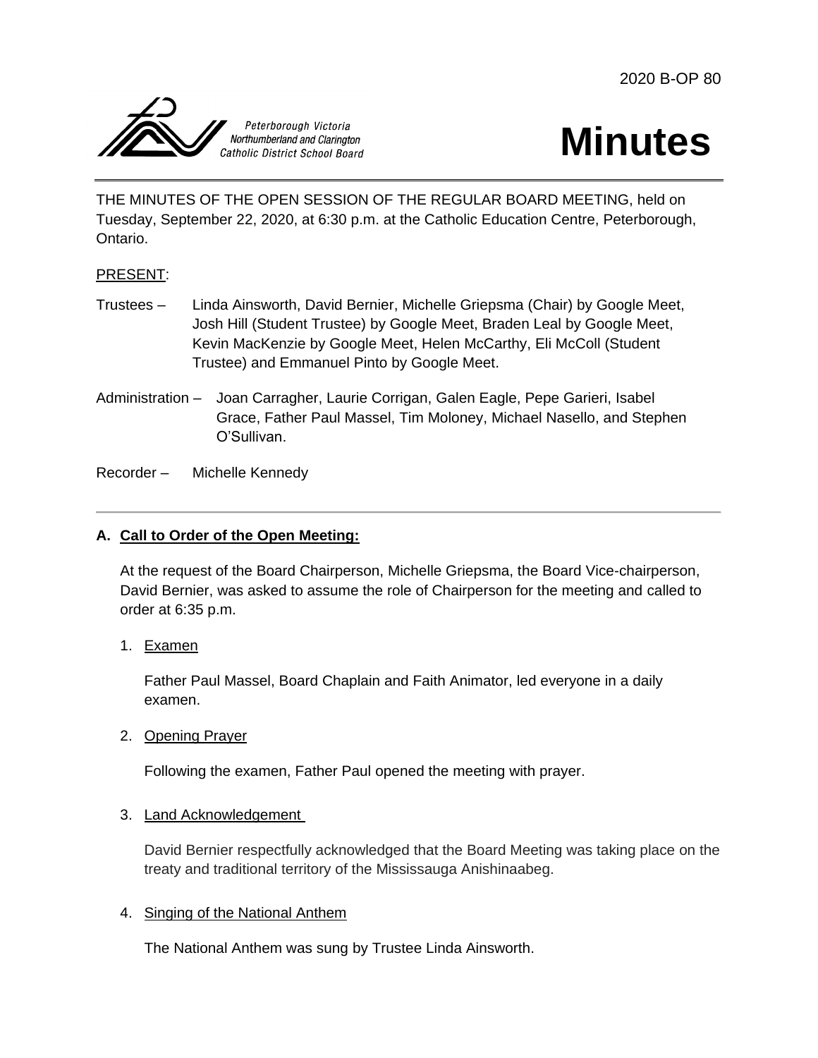2020 B-OP 80

Peterborough Victoria Northumberland and Clarington Catholic District School Board

# Minutes

THE MINUTES OF THE OPEN SESSION OF THE REGULAR BOARD MEETING, held on Tuesday, September 22, 2020, at 6:30 p.m. at the Catholic Education Centre, Peterborough, Ontario.

PRESENT:

Trustees – Linda Ainsworth, David Bernier, Michelle Griepsma (Chair) by Google Meet, Josh Hill (Student Trustee) by Google Meet, Braden Leal by Google Meet, Kevin MacKenzie by Google Meet, Helen McCarthy, Eli McColl (Student Trustee) and Emmanuel Pinto by Google Meet.

Administration – Joan Carragher, Laurie Corrigan, Galen Eagle, Pepe Garieri, Isabel Grace, Father Paul Massel, Tim Moloney, Michael Nasello, and Stephen O'Sullivan.

Recorder – Michelle Kennedy

---

**A. Call to Order of the Open Meeting:**

At the request of the Board Chairperson, Michelle Griepsma, the Board Vice-chairperson, David Bernier, was asked to assume the role of Chairperson for the meeting and called to order at 6:35 p.m.

1. Examen

   Father Paul Massel, Board Chaplain and Faith Animator, led everyone in a daily examen.

2. Opening Prayer

   Following the examen, Father Paul opened the meeting with prayer.

3. Land Acknowledgement

   David Bernier respectfully acknowledged that the Board Meeting was taking place on the treaty and traditional territory of the Mississauga Anishinaabeg.

4. Singing of the National Anthem

   The National Anthem was sung by Trustee Linda Ainsworth.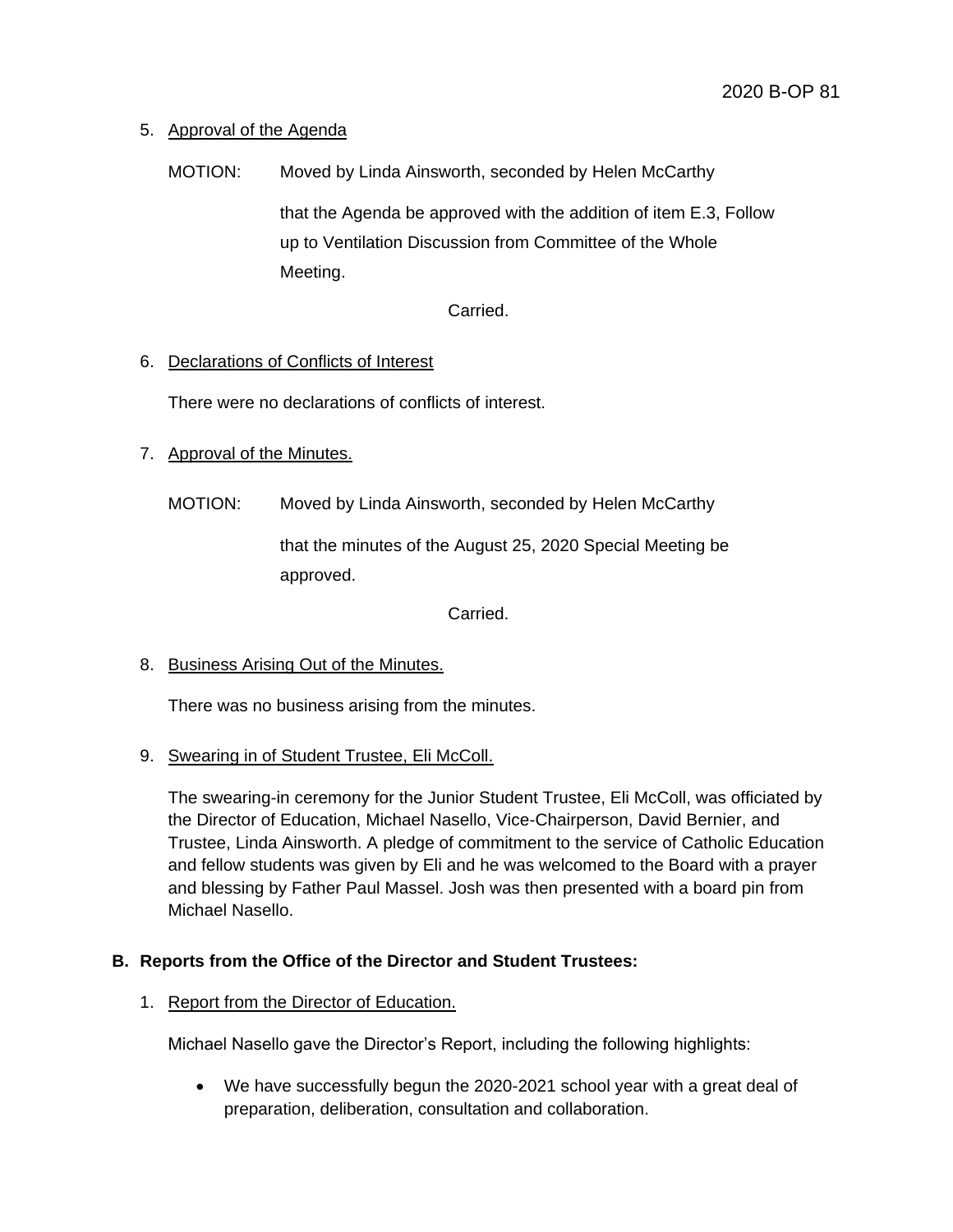5. Approval of the Agenda

   MOTION: Moved by Linda Ainsworth, seconded by Helen McCarthy

   that the Agenda be approved with the addition of item E.3, Follow up to Ventilation Discussion from Committee of the Whole Meeting.

   Carried.

6. Declarations of Conflicts of Interest

   There were no declarations of conflicts of interest.

7. Approval of the Minutes.

   MOTION: Moved by Linda Ainsworth, seconded by Helen McCarthy

   that the minutes of the August 25, 2020 Special Meeting be approved.

   Carried.

8. Business Arising Out of the Minutes.

   There was no business arising from the minutes.

9. Swearing in of Student Trustee, Eli McColl.

   The swearing-in ceremony for the Junior Student Trustee, Eli McColl, was officiated by the Director of Education, Michael Nasello, Vice-Chairperson, David Bernier, and Trustee, Linda Ainsworth. A pledge of commitment to the service of Catholic Education and fellow students was given by Eli and he was welcomed to the Board with a prayer and blessing by Father Paul Massel. Josh was then presented with a board pin from Michael Nasello.

**B. Reports from the Office of the Director and Student Trustees:**

1. Report from the Director of Education.

   Michael Nasello gave the Director's Report, including the following highlights:

   - We have successfully begun the 2020-2021 school year with a great deal of preparation, deliberation, consultation and collaboration.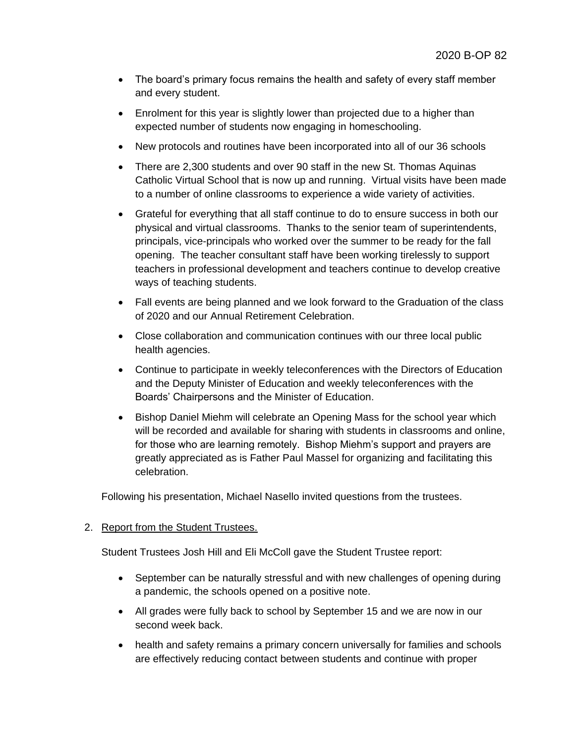- The board's primary focus remains the health and safety of every staff member and every student.
- Enrolment for this year is slightly lower than projected due to a higher than expected number of students now engaging in homeschooling.
- New protocols and routines have been incorporated into all of our 36 schools
- There are 2,300 students and over 90 staff in the new St. Thomas Aquinas Catholic Virtual School that is now up and running. Virtual visits have been made to a number of online classrooms to experience a wide variety of activities.
- Grateful for everything that all staff continue to do to ensure success in both our physical and virtual classrooms. Thanks to the senior team of superintendents, principals, vice-principals who worked over the summer to be ready for the fall opening. The teacher consultant staff have been working tirelessly to support teachers in professional development and teachers continue to develop creative ways of teaching students.
- Fall events are being planned and we look forward to the Graduation of the class of 2020 and our Annual Retirement Celebration.
- Close collaboration and communication continues with our three local public health agencies.
- Continue to participate in weekly teleconferences with the Directors of Education and the Deputy Minister of Education and weekly teleconferences with the Boards' Chairpersons and the Minister of Education.
- Bishop Daniel Miehm will celebrate an Opening Mass for the school year which will be recorded and available for sharing with students in classrooms and online, for those who are learning remotely. Bishop Miehm's support and prayers are greatly appreciated as is Father Paul Massel for organizing and facilitating this celebration.

Following his presentation, Michael Nasello invited questions from the trustees.

2. Report from the Student Trustees.

Student Trustees Josh Hill and Eli McColl gave the Student Trustee report:

- September can be naturally stressful and with new challenges of opening during a pandemic, the schools opened on a positive note.
- All grades were fully back to school by September 15 and we are now in our second week back.
- health and safety remains a primary concern universally for families and schools are effectively reducing contact between students and continue with proper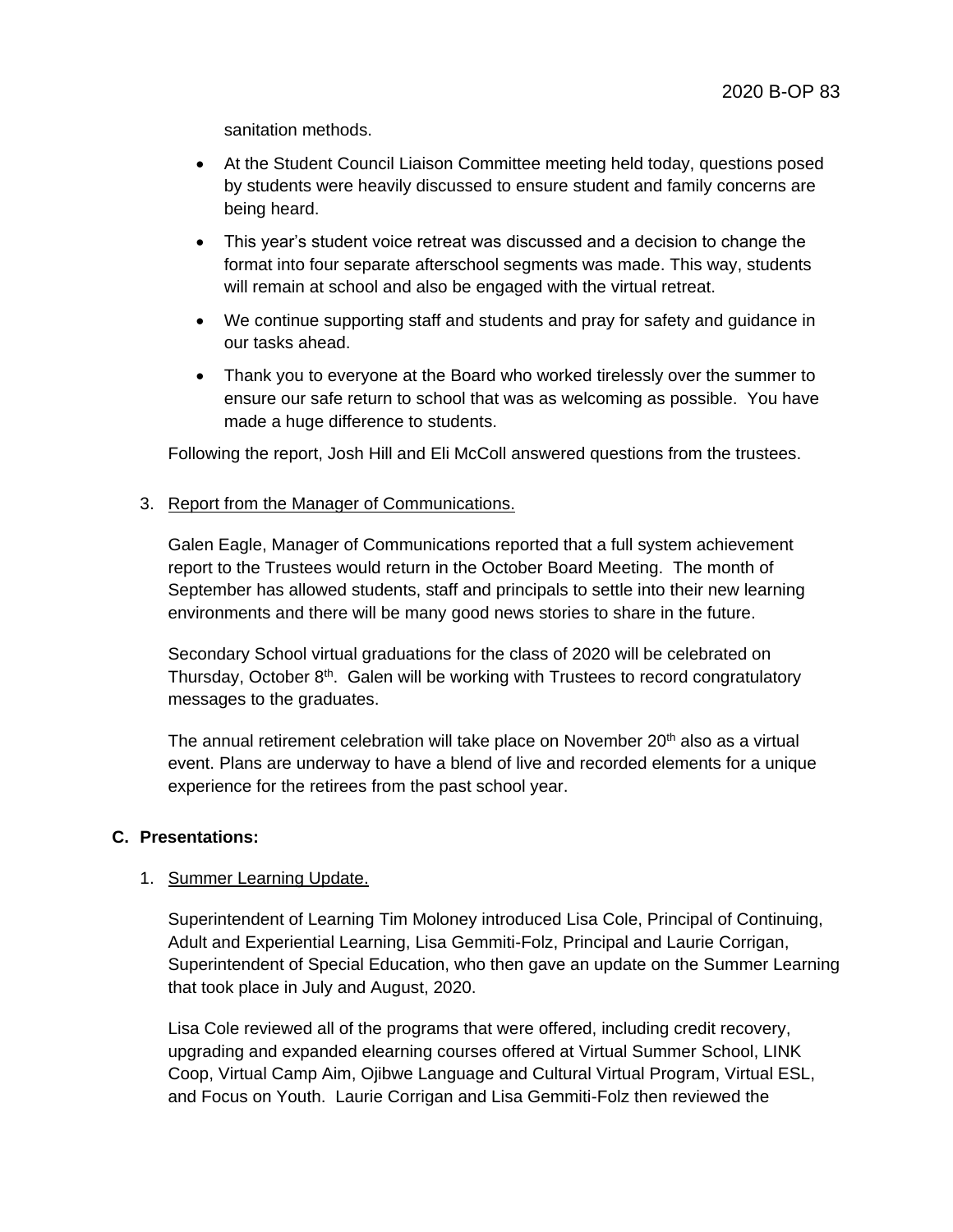sanitation methods.

- At the Student Council Liaison Committee meeting held today, questions posed by students were heavily discussed to ensure student and family concerns are being heard.
- This year's student voice retreat was discussed and a decision to change the format into four separate afterschool segments was made. This way, students will remain at school and also be engaged with the virtual retreat.
- We continue supporting staff and students and pray for safety and guidance in our tasks ahead.
- Thank you to everyone at the Board who worked tirelessly over the summer to ensure our safe return to school that was as welcoming as possible. You have made a huge difference to students.

Following the report, Josh Hill and Eli McColl answered questions from the trustees.

3. Report from the Manager of Communications.

   Galen Eagle, Manager of Communications reported that a full system achievement report to the Trustees would return in the October Board Meeting. The month of September has allowed students, staff and principals to settle into their new learning environments and there will be many good news stories to share in the future.

   Secondary School virtual graduations for the class of 2020 will be celebrated on Thursday, October 8th. Galen will be working with Trustees to record congratulatory messages to the graduates.

   The annual retirement celebration will take place on November 20th also as a virtual event. Plans are underway to have a blend of live and recorded elements for a unique experience for the retirees from the past school year.

## C. Presentations:

1. Summer Learning Update.

   Superintendent of Learning Tim Moloney introduced Lisa Cole, Principal of Continuing, Adult and Experiential Learning, Lisa Gemmiti-Folz, Principal and Laurie Corrigan, Superintendent of Special Education, who then gave an update on the Summer Learning that took place in July and August, 2020.

   Lisa Cole reviewed all of the programs that were offered, including credit recovery, upgrading and expanded elearning courses offered at Virtual Summer School, LINK Coop, Virtual Camp Aim, Ojibwe Language and Cultural Virtual Program, Virtual ESL, and Focus on Youth. Laurie Corrigan and Lisa Gemmiti-Folz then reviewed the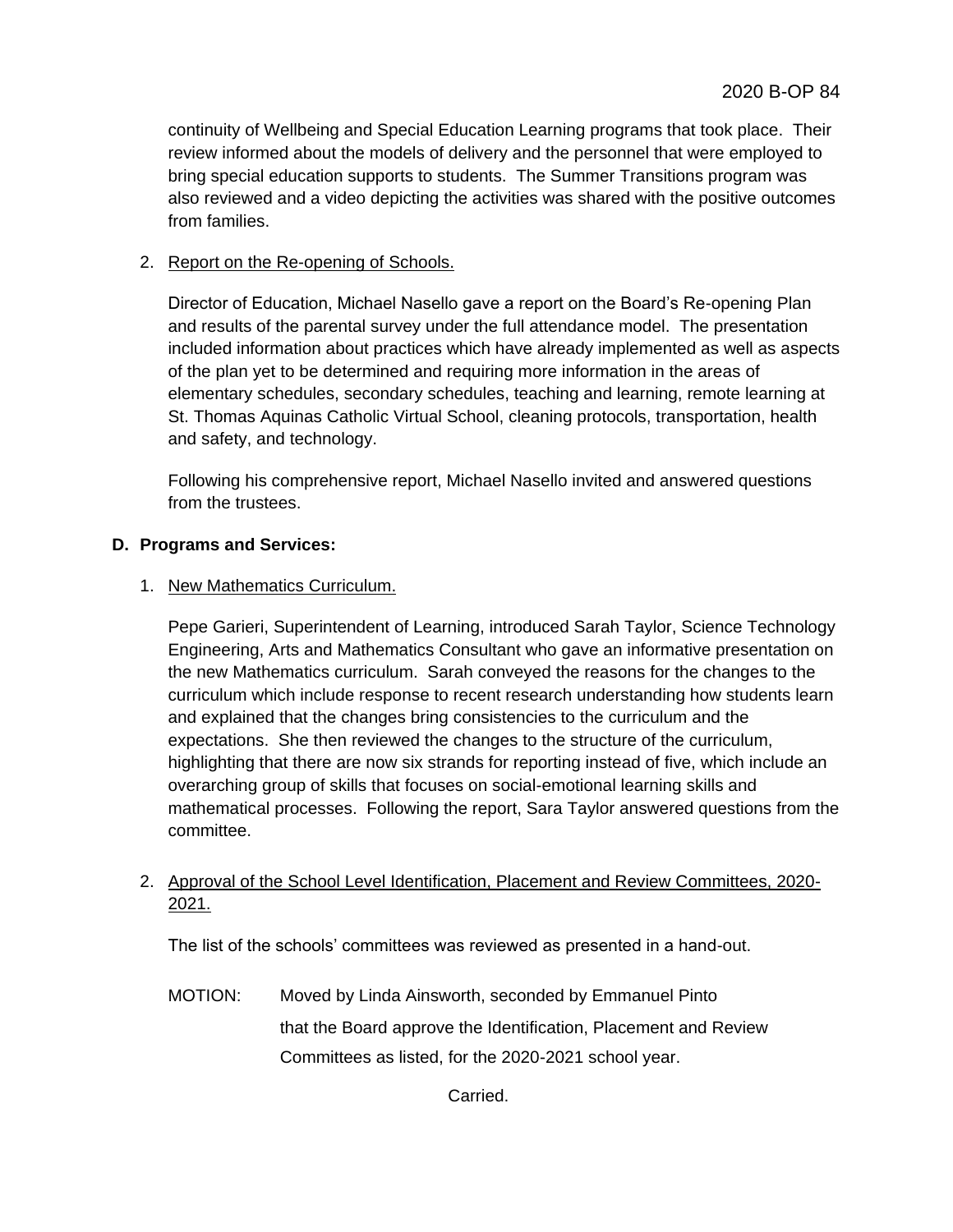continuity of Wellbeing and Special Education Learning programs that took place. Their review informed about the models of delivery and the personnel that were employed to bring special education supports to students. The Summer Transitions program was also reviewed and a video depicting the activities was shared with the positive outcomes from families.

2. Report on the Re-opening of Schools.

Director of Education, Michael Nasello gave a report on the Board's Re-opening Plan and results of the parental survey under the full attendance model. The presentation included information about practices which have already implemented as well as aspects of the plan yet to be determined and requiring more information in the areas of elementary schedules, secondary schedules, teaching and learning, remote learning at St. Thomas Aquinas Catholic Virtual School, cleaning protocols, transportation, health and safety, and technology.

Following his comprehensive report, Michael Nasello invited and answered questions from the trustees.

**D. Programs and Services:**

1. New Mathematics Curriculum.

Pepe Garieri, Superintendent of Learning, introduced Sarah Taylor, Science Technology Engineering, Arts and Mathematics Consultant who gave an informative presentation on the new Mathematics curriculum. Sarah conveyed the reasons for the changes to the curriculum which include response to recent research understanding how students learn and explained that the changes bring consistencies to the curriculum and the expectations. She then reviewed the changes to the structure of the curriculum, highlighting that there are now six strands for reporting instead of five, which include an overarching group of skills that focuses on social-emotional learning skills and mathematical processes. Following the report, Sara Taylor answered questions from the committee.

2. Approval of the School Level Identification, Placement and Review Committees, 2020-2021.

The list of the schools' committees was reviewed as presented in a hand-out.

MOTION: Moved by Linda Ainsworth, seconded by Emmanuel Pinto that the Board approve the Identification, Placement and Review Committees as listed, for the 2020-2021 school year.

Carried.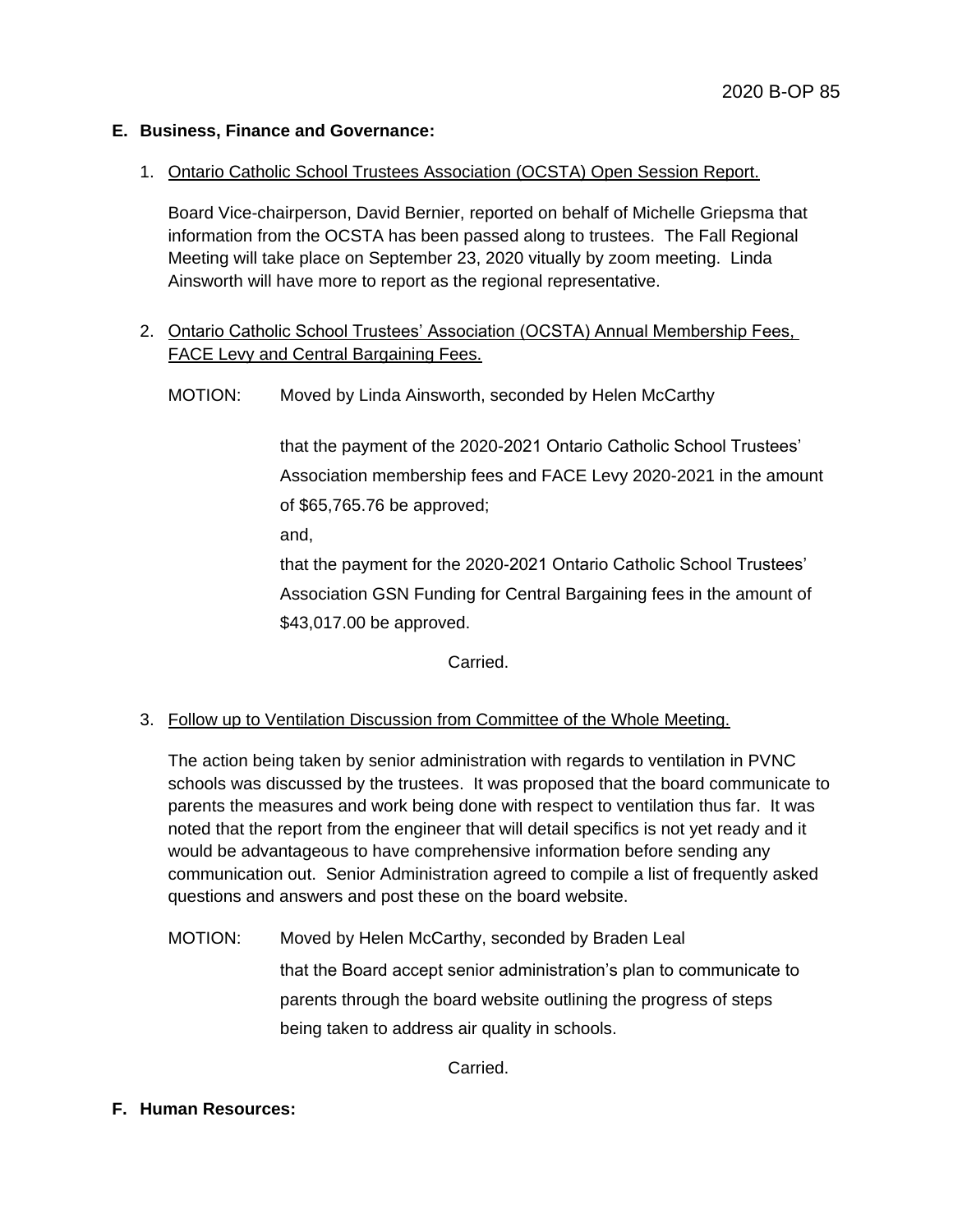**E. Business, Finance and Governance:**

1. Ontario Catholic School Trustees Association (OCSTA) Open Session Report.

   Board Vice-chairperson, David Bernier, reported on behalf of Michelle Griepsma that information from the OCSTA has been passed along to trustees. The Fall Regional Meeting will take place on September 23, 2020 vitually by zoom meeting. Linda Ainsworth will have more to report as the regional representative.

2. Ontario Catholic School Trustees' Association (OCSTA) Annual Membership Fees, FACE Levy and Central Bargaining Fees.

   MOTION: Moved by Linda Ainsworth, seconded by Helen McCarthy

   that the payment of the 2020-2021 Ontario Catholic School Trustees' Association membership fees and FACE Levy 2020-2021 in the amount of $65,765.76 be approved;

   and,

   that the payment for the 2020-2021 Ontario Catholic School Trustees' Association GSN Funding for Central Bargaining fees in the amount of $43,017.00 be approved.

   Carried.

3. Follow up to Ventilation Discussion from Committee of the Whole Meeting.

   The action being taken by senior administration with regards to ventilation in PVNC schools was discussed by the trustees. It was proposed that the board communicate to parents the measures and work being done with respect to ventilation thus far. It was noted that the report from the engineer that will detail specifics is not yet ready and it would be advantageous to have comprehensive information before sending any communication out. Senior Administration agreed to compile a list of frequently asked questions and answers and post these on the board website.

   MOTION: Moved by Helen McCarthy, seconded by Braden Leal

   that the Board accept senior administration's plan to communicate to parents through the board website outlining the progress of steps being taken to address air quality in schools.

   Carried.

**F. Human Resources:**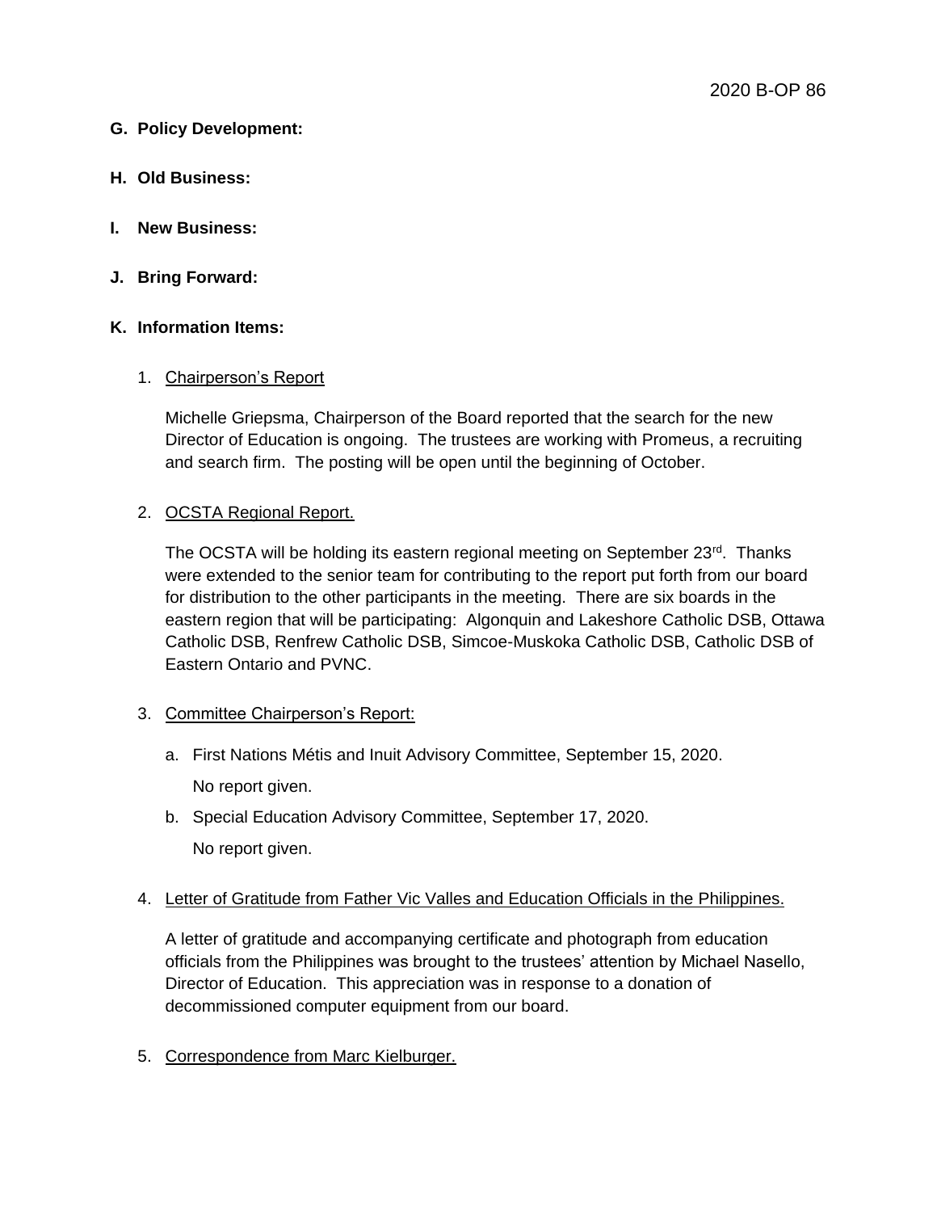**G. Policy Development:**

**H. Old Business:**

**I. New Business:**

**J. Bring Forward:**

**K. Information Items:**

1. Chairperson's Report

   Michelle Griepsma, Chairperson of the Board reported that the search for the new Director of Education is ongoing. The trustees are working with Promeus, a recruiting and search firm. The posting will be open until the beginning of October.

2. OCSTA Regional Report.

   The OCSTA will be holding its eastern regional meeting on September 23rd. Thanks were extended to the senior team for contributing to the report put forth from our board for distribution to the other participants in the meeting. There are six boards in the eastern region that will be participating: Algonquin and Lakeshore Catholic DSB, Ottawa Catholic DSB, Renfrew Catholic DSB, Simcoe-Muskoka Catholic DSB, Catholic DSB of Eastern Ontario and PVNC.

3. Committee Chairperson's Report:

   a. First Nations Métis and Inuit Advisory Committee, September 15, 2020.

      No report given.

   b. Special Education Advisory Committee, September 17, 2020.

      No report given.

4. Letter of Gratitude from Father Vic Valles and Education Officials in the Philippines.

   A letter of gratitude and accompanying certificate and photograph from education officials from the Philippines was brought to the trustees' attention by Michael Nasello, Director of Education. This appreciation was in response to a donation of decommissioned computer equipment from our board.

5. Correspondence from Marc Kielburger.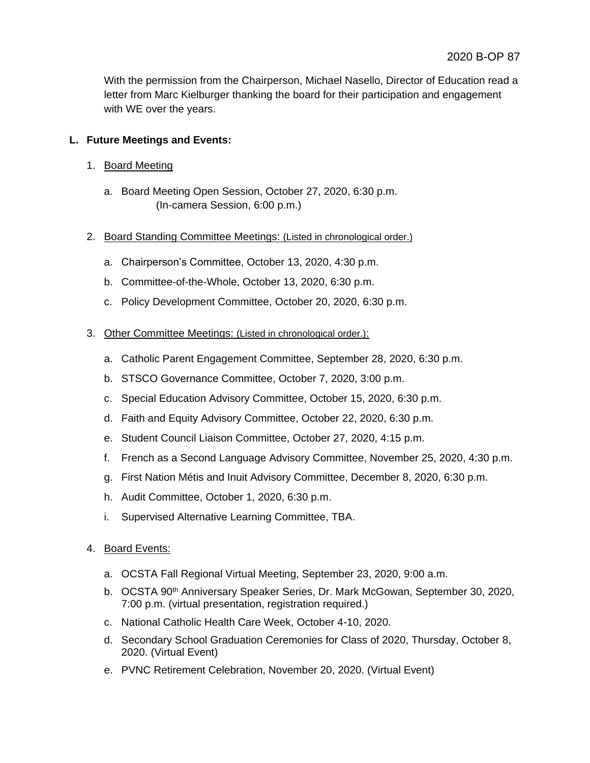With the permission from the Chairperson, Michael Nasello, Director of Education read a letter from Marc Kielburger thanking the board for their participation and engagement with WE over the years.

**L. Future Meetings and Events:**

1. Board Meeting

   a. Board Meeting Open Session, October 27, 2020, 6:30 p.m.
      (In-camera Session, 6:00 p.m.)

2. Board Standing Committee Meetings: (Listed in chronological order.)

   a. Chairperson's Committee, October 13, 2020, 4:30 p.m.

   b. Committee-of-the-Whole, October 13, 2020, 6:30 p.m.

   c. Policy Development Committee, October 20, 2020, 6:30 p.m.

3. Other Committee Meetings: (Listed in chronological order.):

   a. Catholic Parent Engagement Committee, September 28, 2020, 6:30 p.m.

   b. STSCO Governance Committee, October 7, 2020, 3:00 p.m.

   c. Special Education Advisory Committee, October 15, 2020, 6:30 p.m.

   d. Faith and Equity Advisory Committee, October 22, 2020, 6:30 p.m.

   e. Student Council Liaison Committee, October 27, 2020, 4:15 p.m.

   f. French as a Second Language Advisory Committee, November 25, 2020, 4:30 p.m.

   g. First Nation Métis and Inuit Advisory Committee, December 8, 2020, 6:30 p.m.

   h. Audit Committee, October 1, 2020, 6:30 p.m.

   i. Supervised Alternative Learning Committee, TBA.

4. Board Events:

   a. OCSTA Fall Regional Virtual Meeting, September 23, 2020, 9:00 a.m.

   b. OCSTA 90th Anniversary Speaker Series, Dr. Mark McGowan, September 30, 2020, 7:00 p.m. (virtual presentation, registration required.)

   c. National Catholic Health Care Week, October 4-10, 2020.

   d. Secondary School Graduation Ceremonies for Class of 2020, Thursday, October 8, 2020. (Virtual Event)

   e. PVNC Retirement Celebration, November 20, 2020. (Virtual Event)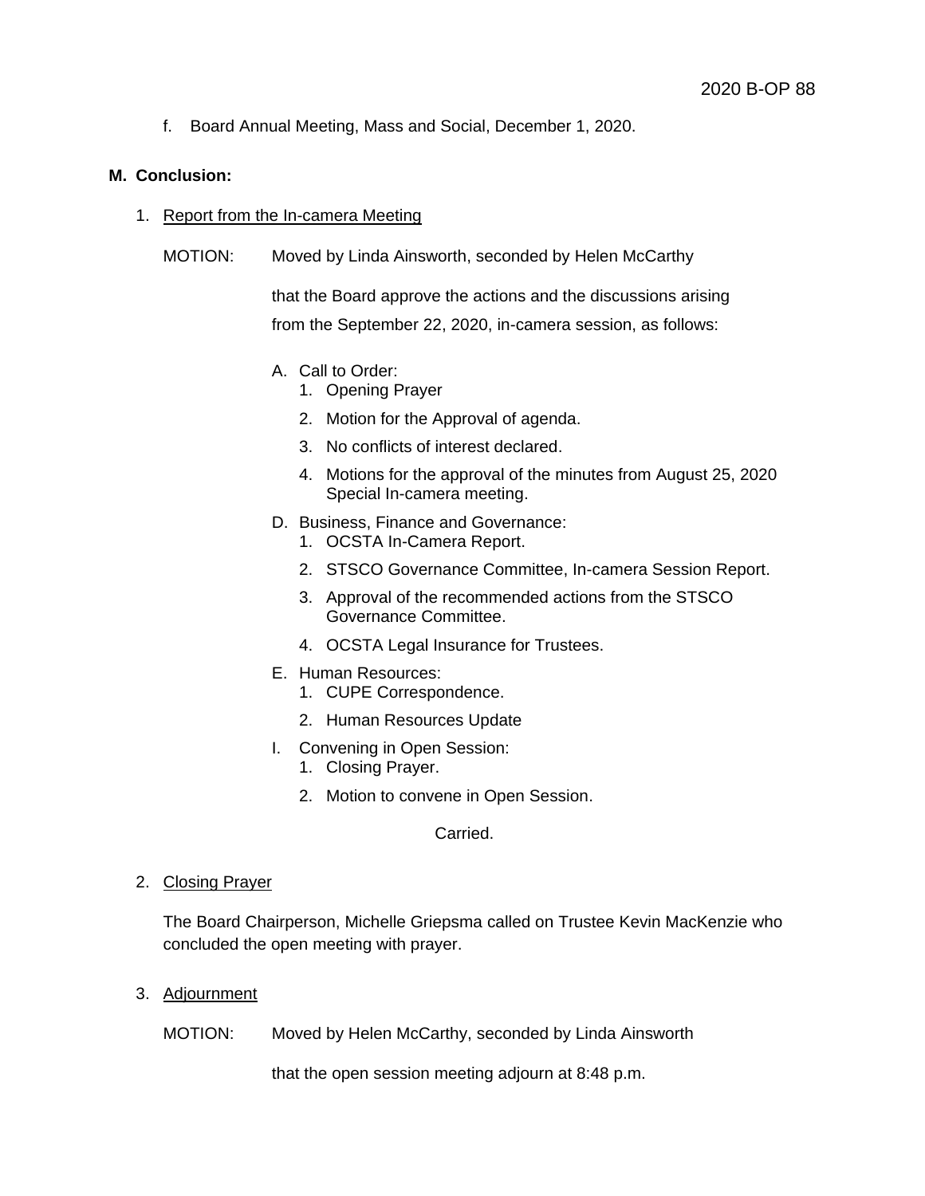f. Board Annual Meeting, Mass and Social, December 1, 2020.

## M. Conclusion:

1. Report from the In-camera Meeting

   MOTION: Moved by Linda Ainsworth, seconded by Helen McCarthy

   that the Board approve the actions and the discussions arising from the September 22, 2020, in-camera session, as follows:

   A. Call to Order:
      1. Opening Prayer
      2. Motion for the Approval of agenda.
      3. No conflicts of interest declared.
      4. Motions for the approval of the minutes from August 25, 2020 Special In-camera meeting.

   D. Business, Finance and Governance:
      1. OCSTA In-Camera Report.
      2. STSCO Governance Committee, In-camera Session Report.
      3. Approval of the recommended actions from the STSCO Governance Committee.
      4. OCSTA Legal Insurance for Trustees.

   E. Human Resources:
      1. CUPE Correspondence.
      2. Human Resources Update

   I. Convening in Open Session:
      1. Closing Prayer.
      2. Motion to convene in Open Session.

   Carried.

2. Closing Prayer

   The Board Chairperson, Michelle Griepsma called on Trustee Kevin MacKenzie who concluded the open meeting with prayer.

3. Adjournment

   MOTION: Moved by Helen McCarthy, seconded by Linda Ainsworth

   that the open session meeting adjourn at 8:48 p.m.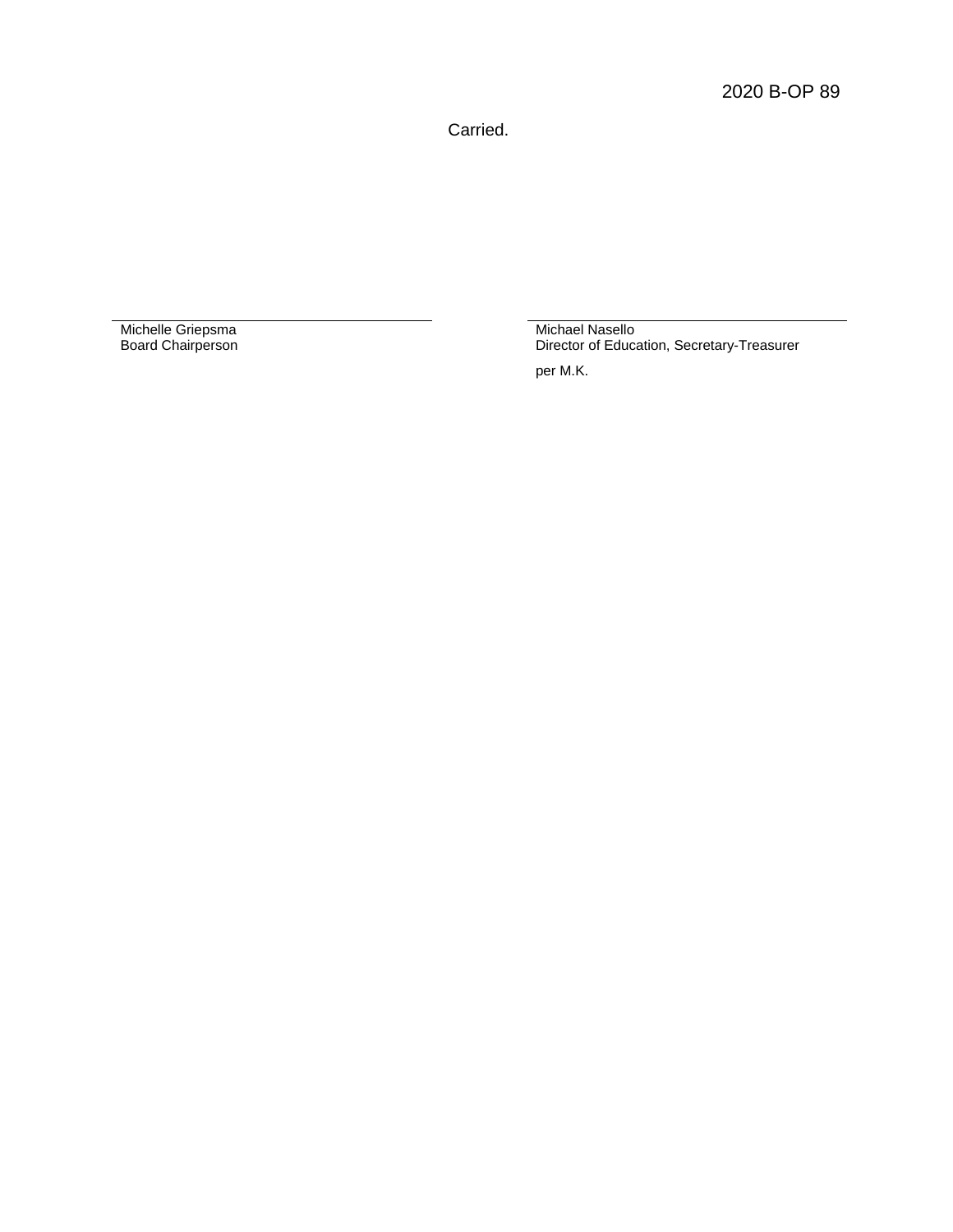Carried.

Michelle Griepsma
Board Chairperson

Michael Nasello
Director of Education, Secretary-Treasurer

per M.K.